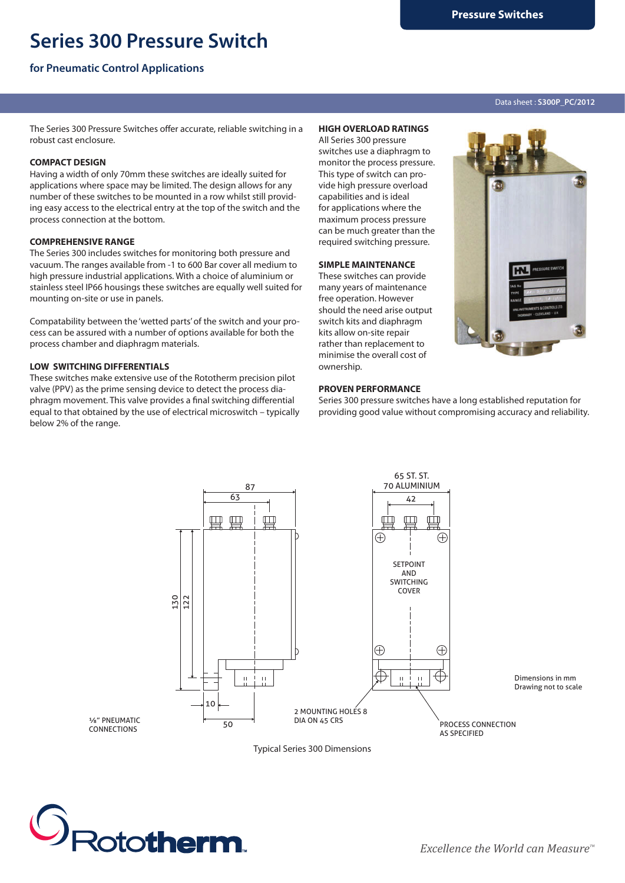# Series 300 Pressure Switch

## for Pneumatic Control Applications

Data sheet : **S300P_PC/2012**

The Series 300 Pressure Switches offer accurate, reliable switching in a robust cast enclosure.

**COMPACT DESIGN**
Having a width of only 70mm these switches are ideally suited for applications where space may be limited. The design allows for any number of these switches to be mounted in a row whilst still providing easy access to the electrical entry at the top of the switch and the process connection at the bottom.

**COMPREHENSIVE RANGE**
The Series 300 includes switches for monitoring both pressure and vacuum. The ranges available from -1 to 600 Bar cover all medium to high pressure industrial applications. With a choice of aluminium or stainless steel IP66 housings these switches are equally well suited for mounting on-site or use in panels.

Compatability between the 'wetted parts' of the switch and your process can be assured with a number of options available for both the process chamber and diaphragm materials.

**LOW SWITCHING DIFFERENTIALS**
These switches make extensive use of the Rototherm precision pilot valve (PPV) as the prime sensing device to detect the process diaphragm movement. This valve provides a final switching differential equal to that obtained by the use of electrical microswitch – typically below 2% of the range.

**HIGH OVERLOAD RATINGS**
All Series 300 pressure switches use a diaphragm to monitor the process pressure. This type of switch can provide high pressure overload capabilities and is ideal for applications where the maximum process pressure can be much greater than the required switching pressure.

**SIMPLE MAINTENANCE**
These switches can provide many years of maintenance free operation. However should the need arise output switch kits and diaphragm kits allow on-site repair rather than replacement to minimise the overall cost of ownership.

**PROVEN PERFORMANCE**
Series 300 pressure switches have a long established reputation for providing good value without compromising accuracy and reliability.

Typical Series 300 Dimensions

Dimensions in mm
Drawing not to scale

*Excellence the World can Measure™*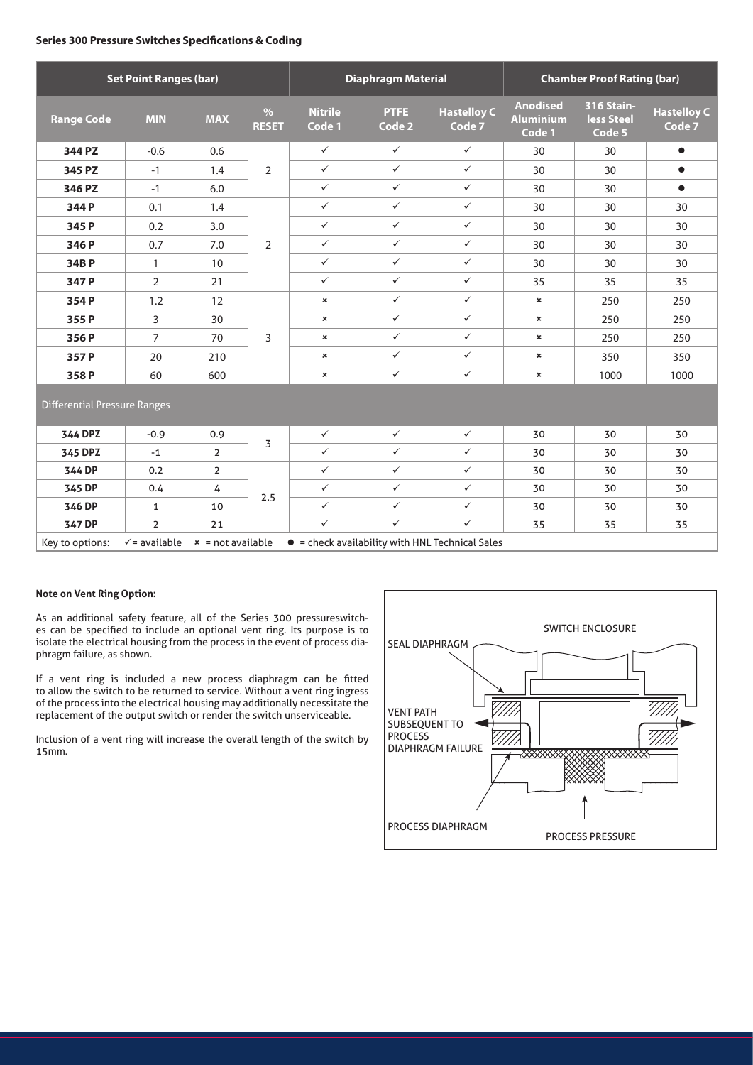**Series 300 Pressure Switches Specifications & Coding**

| Set Point Ranges (bar) | | | | Diaphragm Material | | | Chamber Proof Rating (bar) | | |
|---|---|---|---|---|---|---|---|---|---|
| Range Code | MIN | MAX | % RESET | Nitrile Code 1 | PTFE Code 2 | Hastelloy C Code 7 | Anodised Aluminium Code 1 | 316 Stainless Steel Code 5 | Hastelloy C Code 7 |
| 344 PZ | -0.6 | 0.6 | 2 | ✓ | ✓ | ✓ | 30 | 30 | ● |
| 345 PZ | -1 | 1.4 | | ✓ | ✓ | ✓ | 30 | 30 | ● |
| 346 PZ | -1 | 6.0 | | ✓ | ✓ | ✓ | 30 | 30 | ● |
| 344 P | 0.1 | 1.4 | 2 | ✓ | ✓ | ✓ | 30 | 30 | 30 |
| 345 P | 0.2 | 3.0 | | ✓ | ✓ | ✓ | 30 | 30 | 30 |
| 346 P | 0.7 | 7.0 | | ✓ | ✓ | ✓ | 30 | 30 | 30 |
| 34B P | 1 | 10 | | ✓ | ✓ | ✓ | 30 | 30 | 30 |
| 347 P | 2 | 21 | | ✓ | ✓ | ✓ | 35 | 35 | 35 |
| 354 P | 1.2 | 12 | 3 | × | ✓ | ✓ | × | 250 | 250 |
| 355 P | 3 | 30 | | × | ✓ | ✓ | × | 250 | 250 |
| 356 P | 7 | 70 | | × | ✓ | ✓ | × | 250 | 250 |
| 357 P | 20 | 210 | | × | ✓ | ✓ | × | 350 | 350 |
| 358 P | 60 | 600 | | × | ✓ | ✓ | × | 1000 | 1000 |
| Differential Pressure Ranges | | | | | | | | | |
| 344 DPZ | -0.9 | 0.9 | 3 | ✓ | ✓ | ✓ | 30 | 30 | 30 |
| 345 DPZ | -1 | 2 | | ✓ | ✓ | ✓ | 30 | 30 | 30 |
| 344 DP | 0.2 | 2 | 2.5 | ✓ | ✓ | ✓ | 30 | 30 | 30 |
| 345 DP | 0.4 | 4 | | ✓ | ✓ | ✓ | 30 | 30 | 30 |
| 346 DP | 1 | 10 | | ✓ | ✓ | ✓ | 30 | 30 | 30 |
| 347 DP | 2 | 21 | | ✓ | ✓ | ✓ | 35 | 35 | 35 |

Key to options: ✓ = available × = not available ● = check availability with HNL Technical Sales

**Note on Vent Ring Option:**

As an additional safety feature, all of the Series 300 pressureswitches can be specified to include an optional vent ring. Its purpose is to isolate the electrical housing from the process in the event of process diaphragm failure, as shown.

If a vent ring is included a new process diaphragm can be fitted to allow the switch to be returned to service. Without a vent ring ingress of the process into the electrical housing may additionally necessitate the replacement of the output switch or render the switch unserviceable.

Inclusion of a vent ring will increase the overall length of the switch by 15mm.

SWITCH ENCLOSURE

SEAL DIAPHRAGM

VENT PATH SUBSEQUENT TO PROCESS DIAPHRAGM FAILURE

PROCESS DIAPHRAGM

PROCESS PRESSURE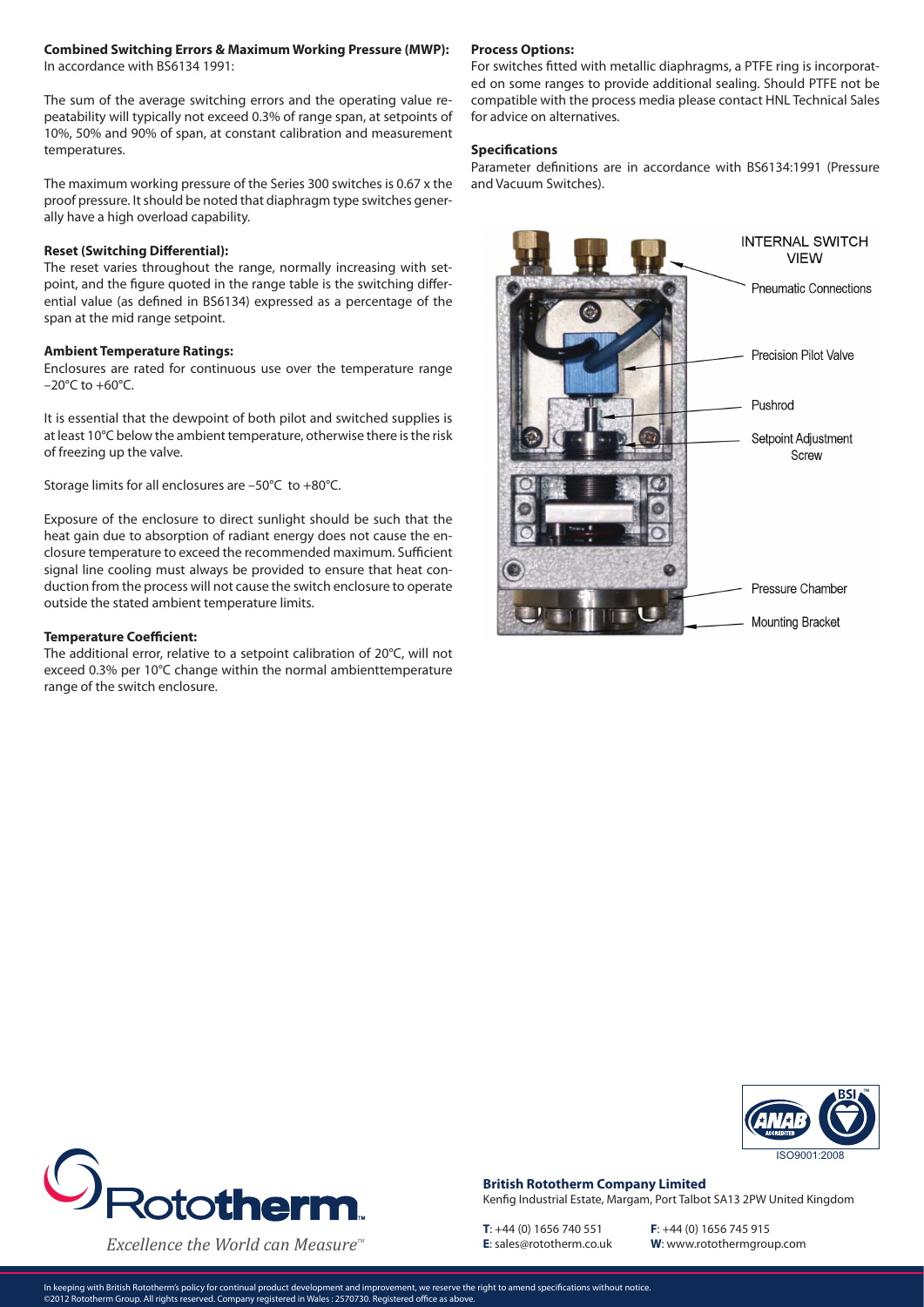**Combined Switching Errors & Maximum Working Pressure (MWP):**
In accordance with BS6134 1991:

The sum of the average switching errors and the operating value repeatability will typically not exceed 0.3% of range span, at setpoints of 10%, 50% and 90% of span, at constant calibration and measurement temperatures.

The maximum working pressure of the Series 300 switches is 0.67 x the proof pressure. It should be noted that diaphragm type switches generally have a high overload capability.

**Reset (Switching Differential):**
The reset varies throughout the range, normally increasing with setpoint, and the figure quoted in the range table is the switching differential value (as defined in BS6134) expressed as a percentage of the span at the mid range setpoint.

**Ambient Temperature Ratings:**
Enclosures are rated for continuous use over the temperature range –20°C to +60°C.

It is essential that the dewpoint of both pilot and switched supplies is at least 10°C below the ambient temperature, otherwise there is the risk of freezing up the valve.

Storage limits for all enclosures are –50°C to +80°C.

Exposure of the enclosure to direct sunlight should be such that the heat gain due to absorption of radiant energy does not cause the enclosure temperature to exceed the recommended maximum. Sufficient signal line cooling must always be provided to ensure that heat conduction from the process will not cause the switch enclosure to operate outside the stated ambient temperature limits.

**Temperature Coefficient:**
The additional error, relative to a setpoint calibration of 20°C, will not exceed 0.3% per 10°C change within the normal ambienttemperature range of the switch enclosure.

**Process Options:**
For switches fitted with metallic diaphragms, a PTFE ring is incorporated on some ranges to provide additional sealing. Should PTFE not be compatible with the process media please contact HNL Technical Sales for advice on alternatives.

**Specifications**
Parameter definitions are in accordance with BS6134:1991 (Pressure and Vacuum Switches).

INTERNAL SWITCH VIEW

Pneumatic Connections

Precision Pilot Valve

Pushrod

Setpoint Adjustment Screw

Pressure Chamber

Mounting Bracket

ISO9001:2008

Rototherm

*Excellence the World can Measure™*

**British Rototherm Company Limited**
Kenfig Industrial Estate, Margam, Port Talbot SA13 2PW United Kingdom

**T**: +44 (0) 1656 740 551
**F**: +44 (0) 1656 745 915
**E**: sales@rototherm.co.uk
**W**: www.rotothermgroup.com

In keeping with British Rototherm's policy for continual product development and improvement, we reserve the right to amend specifications without notice.
©2012 Rototherm Group. All rights reserved. Company registered in Wales : 2570730. Registered office as above.